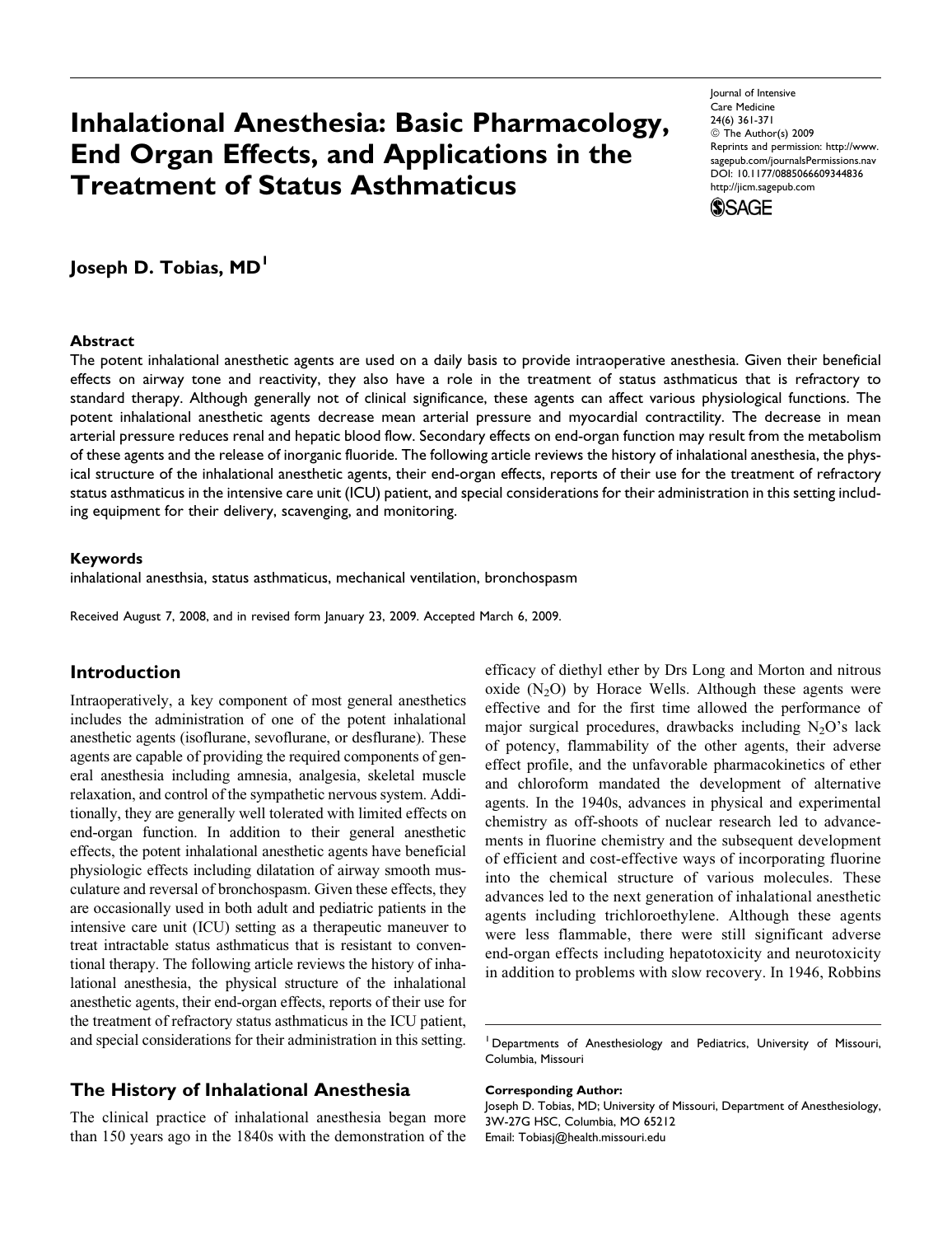# Inhalational Anesthesia: Basic Pharmacology, End Organ Effects, and Applications in the Treatment of Status Asthmaticus

Journal of Intensive Care Medicine
24(6) 361-371
© The Author(s) 2009
Reprints and permission: http://www.sagepub.com/journalsPermissions.nav
DOI: 10.1177/0885066609344836
http://jicm.sagepub.com

**Joseph D. Tobias, MD**[1]

## Abstract

The potent inhalational anesthetic agents are used on a daily basis to provide intraoperative anesthesia. Given their beneficial effects on airway tone and reactivity, they also have a role in the treatment of status asthmaticus that is refractory to standard therapy. Although generally not of clinical significance, these agents can affect various physiological functions. The potent inhalational anesthetic agents decrease mean arterial pressure and myocardial contractility. The decrease in mean arterial pressure reduces renal and hepatic blood flow. Secondary effects on end-organ function may result from the metabolism of these agents and the release of inorganic fluoride. The following article reviews the history of inhalational anesthesia, the physical structure of the inhalational anesthetic agents, their end-organ effects, reports of their use for the treatment of refractory status asthmaticus in the intensive care unit (ICU) patient, and special considerations for their administration in this setting including equipment for their delivery, scavenging, and monitoring.

## Keywords

inhalational anesthsia, status asthmaticus, mechanical ventilation, bronchospasm

Received August 7, 2008, and in revised form January 23, 2009. Accepted March 6, 2009.

## Introduction

Intraoperatively, a key component of most general anesthetics includes the administration of one of the potent inhalational anesthetic agents (isoflurane, sevoflurane, or desflurane). These agents are capable of providing the required components of general anesthesia including amnesia, analgesia, skeletal muscle relaxation, and control of the sympathetic nervous system. Additionally, they are generally well tolerated with limited effects on end-organ function. In addition to their general anesthetic effects, the potent inhalational anesthetic agents have beneficial physiologic effects including dilatation of airway smooth musculature and reversal of bronchospasm. Given these effects, they are occasionally used in both adult and pediatric patients in the intensive care unit (ICU) setting as a therapeutic maneuver to treat intractable status asthmaticus that is resistant to conventional therapy. The following article reviews the history of inhalational anesthesia, the physical structure of the inhalational anesthetic agents, their end-organ effects, reports of their use for the treatment of refractory status asthmaticus in the ICU patient, and special considerations for their administration in this setting.

## The History of Inhalational Anesthesia

The clinical practice of inhalational anesthesia began more than 150 years ago in the 1840s with the demonstration of the efficacy of diethyl ether by Drs Long and Morton and nitrous oxide ($N_2O$) by Horace Wells. Although these agents were effective and for the first time allowed the performance of major surgical procedures, drawbacks including $N_2O$'s lack of potency, flammability of the other agents, their adverse effect profile, and the unfavorable pharmacokinetics of ether and chloroform mandated the development of alternative agents. In the 1940s, advances in physical and experimental chemistry as off-shoots of nuclear research led to advancements in fluorine chemistry and the subsequent development of efficient and cost-effective ways of incorporating fluorine into the chemical structure of various molecules. These advances led to the next generation of inhalational anesthetic agents including trichloroethylene. Although these agents were less flammable, there were still significant adverse end-organ effects including hepatotoxicity and neurotoxicity in addition to problems with slow recovery. In 1946, Robbins

[1] Departments of Anesthesiology and Pediatrics, University of Missouri, Columbia, Missouri

**Corresponding Author:**
Joseph D. Tobias, MD; University of Missouri, Department of Anesthesiology, 3W-27G HSC, Columbia, MO 65212
Email: Tobiasj@health.missouri.edu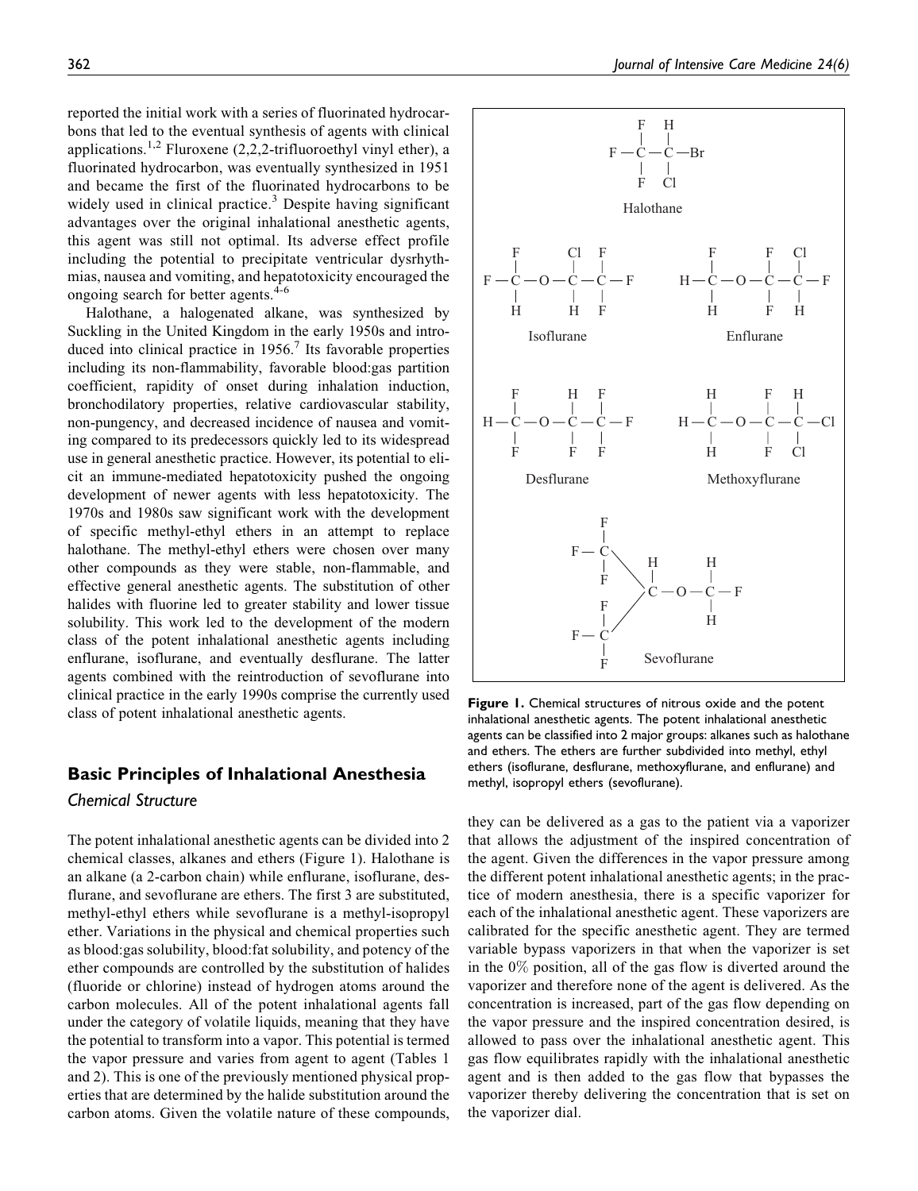reported the initial work with a series of fluorinated hydrocarbons that led to the eventual synthesis of agents with clinical applications.[1,2] Fluroxene (2,2,2-trifluoroethyl vinyl ether), a fluorinated hydrocarbon, was eventually synthesized in 1951 and became the first of the fluorinated hydrocarbons to be widely used in clinical practice.[3] Despite having significant advantages over the original inhalational anesthetic agents, this agent was still not optimal. Its adverse effect profile including the potential to precipitate ventricular dysrhythmias, nausea and vomiting, and hepatotoxicity encouraged the ongoing search for better agents.[4-6]

Halothane, a halogenated alkane, was synthesized by Suckling in the United Kingdom in the early 1950s and introduced into clinical practice in 1956.[7] Its favorable properties including its non-flammability, favorable blood:gas partition coefficient, rapidity of onset during inhalation induction, bronchodilatory properties, relative cardiovascular stability, non-pungency, and decreased incidence of nausea and vomiting compared to its predecessors quickly led to its widespread use in general anesthetic practice. However, its potential to elicit an immune-mediated hepatotoxicity pushed the ongoing development of newer agents with less hepatotoxicity. The 1970s and 1980s saw significant work with the development of specific methyl-ethyl ethers in an attempt to replace halothane. The methyl-ethyl ethers were chosen over many other compounds as they were stable, non-flammable, and effective general anesthetic agents. The substitution of other halides with fluorine led to greater stability and lower tissue solubility. This work led to the development of the modern class of the potent inhalational anesthetic agents including enflurane, isoflurane, and eventually desflurane. The latter agents combined with the reintroduction of sevoflurane into clinical practice in the early 1990s comprise the currently used class of potent inhalational anesthetic agents.

## Basic Principles of Inhalational Anesthesia

### *Chemical Structure*

The potent inhalational anesthetic agents can be divided into 2 chemical classes, alkanes and ethers (Figure 1). Halothane is an alkane (a 2-carbon chain) while enflurane, isoflurane, desflurane, and sevoflurane are ethers. The first 3 are substituted, methyl-ethyl ethers while sevoflurane is a methyl-isopropyl ether. Variations in the physical and chemical properties such as blood:gas solubility, blood:fat solubility, and potency of the ether compounds are controlled by the substitution of halides (fluoride or chlorine) instead of hydrogen atoms around the carbon molecules. All of the potent inhalational agents fall under the category of volatile liquids, meaning that they have the potential to transform into a vapor. This potential is termed the vapor pressure and varies from agent to agent (Tables 1 and 2). This is one of the previously mentioned physical properties that are determined by the halide substitution around the carbon atoms. Given the volatile nature of these compounds, they can be delivered as a gas to the patient via a vaporizer that allows the adjustment of the inspired concentration of the agent. Given the differences in the vapor pressure among the different potent inhalational anesthetic agents; in the practice of modern anesthesia, there is a specific vaporizer for each of the inhalational anesthetic agent. These vaporizers are calibrated for the specific anesthetic agent. They are termed variable bypass vaporizers in that when the vaporizer is set in the 0% position, all of the gas flow is diverted around the vaporizer and therefore none of the agent is delivered. As the concentration is increased, part of the gas flow depending on the vapor pressure and the inspired concentration desired, is allowed to pass over the inhalational anesthetic agent. This gas flow equilibrates rapidly with the inhalational anesthetic agent and is then added to the gas flow that bypasses the vaporizer thereby delivering the concentration that is set on the vaporizer dial.

**Figure 1.** Chemical structures of nitrous oxide and the potent inhalational anesthetic agents. The potent inhalational anesthetic agents can be classified into 2 major groups: alkanes such as halothane and ethers. The ethers are further subdivided into methyl, ethyl ethers (isoflurane, desflurane, methoxyflurane, and enflurane) and methyl, isopropyl ethers (sevoflurane).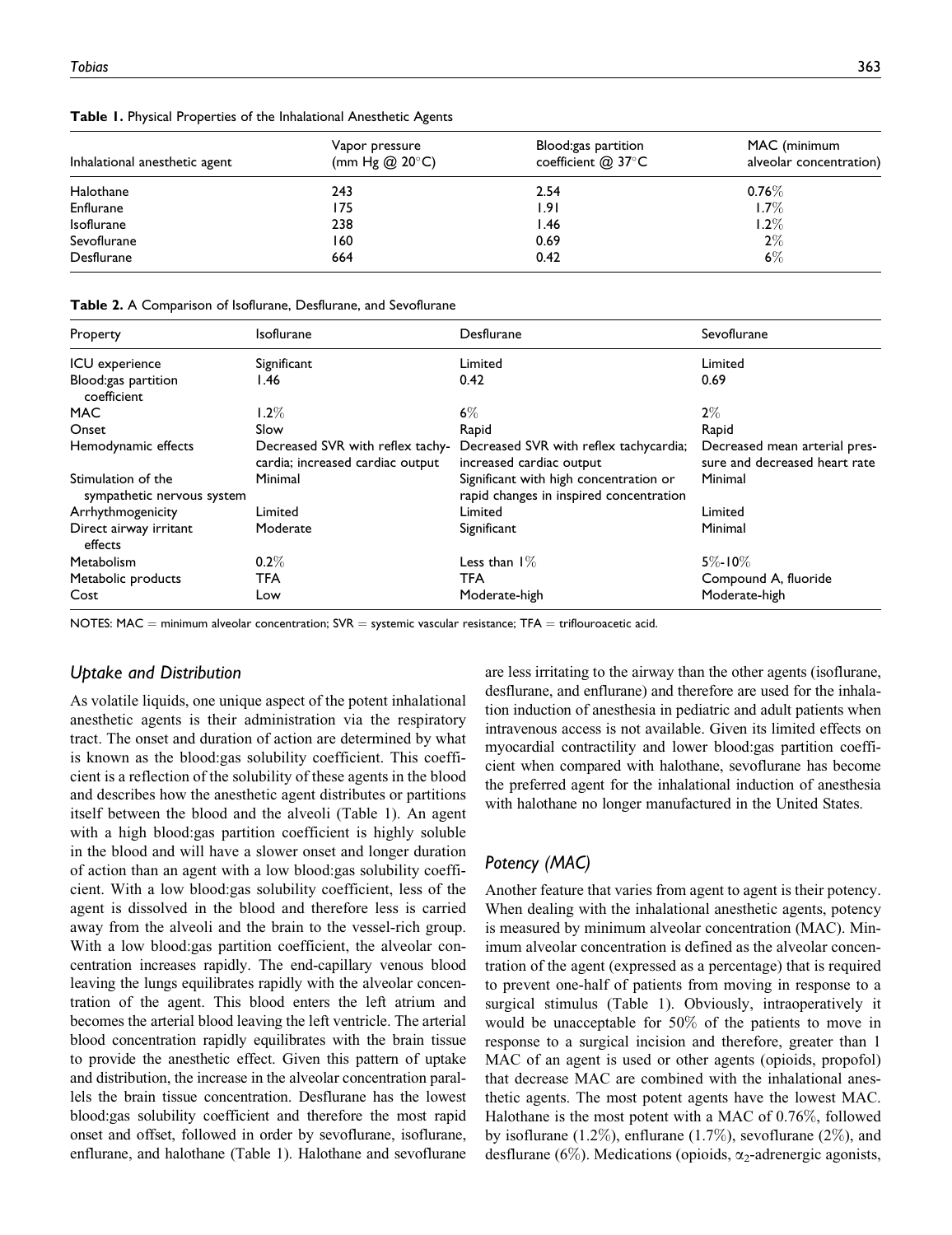**Table 1.** Physical Properties of the Inhalational Anesthetic Agents

| Inhalational anesthetic agent | Vapor pressure (mm Hg @ 20°C) | Blood:gas partition coefficient @ 37°C | MAC (minimum alveolar concentration) |
|---|---|---|---|
| Halothane | 243 | 2.54 | 0.76% |
| Enflurane | 175 | 1.91 | 1.7% |
| Isoflurane | 238 | 1.46 | 1.2% |
| Sevoflurane | 160 | 0.69 | 2% |
| Desflurane | 664 | 0.42 | 6% |

**Table 2.** A Comparison of Isoflurane, Desflurane, and Sevoflurane

| Property | Isoflurane | Desflurane | Sevoflurane |
|---|---|---|---|
| ICU experience | Significant | Limited | Limited |
| Blood:gas partition coefficient | 1.46 | 0.42 | 0.69 |
| MAC | 1.2% | 6% | 2% |
| Onset | Slow | Rapid | Rapid |
| Hemodynamic effects | Decreased SVR with reflex tachycardia; increased cardiac output | Decreased SVR with reflex tachycardia; increased cardiac output | Decreased mean arterial pressure and decreased heart rate |
| Stimulation of the sympathetic nervous system | Minimal | Significant with high concentration or rapid changes in inspired concentration | Minimal |
| Arrhythmogenicity | Limited | Limited | Limited |
| Direct airway irritant effects | Moderate | Significant | Minimal |
| Metabolism | 0.2% | Less than 1% | 5%-10% |
| Metabolic products | TFA | TFA | Compound A, fluoride |
| Cost | Low | Moderate-high | Moderate-high |

NOTES: MAC = minimum alveolar concentration; SVR = systemic vascular resistance; TFA = triflouroacetic acid.

## Uptake and Distribution

As volatile liquids, one unique aspect of the potent inhalational anesthetic agents is their administration via the respiratory tract. The onset and duration of action are determined by what is known as the blood:gas solubility coefficient. This coefficient is a reflection of the solubility of these agents in the blood and describes how the anesthetic agent distributes or partitions itself between the blood and the alveoli (Table 1). An agent with a high blood:gas partition coefficient is highly soluble in the blood and will have a slower onset and longer duration of action than an agent with a low blood:gas solubility coefficient. With a low blood:gas solubility coefficient, less of the agent is dissolved in the blood and therefore less is carried away from the alveoli and the brain to the vessel-rich group. With a low blood:gas partition coefficient, the alveolar concentration increases rapidly. The end-capillary venous blood leaving the lungs equilibrates rapidly with the alveolar concentration of the agent. This blood enters the left atrium and becomes the arterial blood leaving the left ventricle. The arterial blood concentration rapidly equilibrates with the brain tissue to provide the anesthetic effect. Given this pattern of uptake and distribution, the increase in the alveolar concentration parallels the brain tissue concentration. Desflurane has the lowest blood:gas solubility coefficient and therefore the most rapid onset and offset, followed in order by sevoflurane, isoflurane, enflurane, and halothane (Table 1). Halothane and sevoflurane are less irritating to the airway than the other agents (isoflurane, desflurane, and enflurane) and therefore are used for the inhalation induction of anesthesia in pediatric and adult patients when intravenous access is not available. Given its limited effects on myocardial contractility and lower blood:gas partition coefficient when compared with halothane, sevoflurane has become the preferred agent for the inhalational induction of anesthesia with halothane no longer manufactured in the United States.

## Potency (MAC)

Another feature that varies from agent to agent is their potency. When dealing with the inhalational anesthetic agents, potency is measured by minimum alveolar concentration (MAC). Minimum alveolar concentration is defined as the alveolar concentration of the agent (expressed as a percentage) that is required to prevent one-half of patients from moving in response to a surgical stimulus (Table 1). Obviously, intraoperatively it would be unacceptable for 50% of the patients to move in response to a surgical incision and therefore, greater than 1 MAC of an agent is used or other agents (opioids, propofol) that decrease MAC are combined with the inhalational anesthetic agents. The most potent agents have the lowest MAC. Halothane is the most potent with a MAC of 0.76%, followed by isoflurane (1.2%), enflurane (1.7%), sevoflurane (2%), and desflurane (6%). Medications (opioids, $\alpha_2$-adrenergic agonists,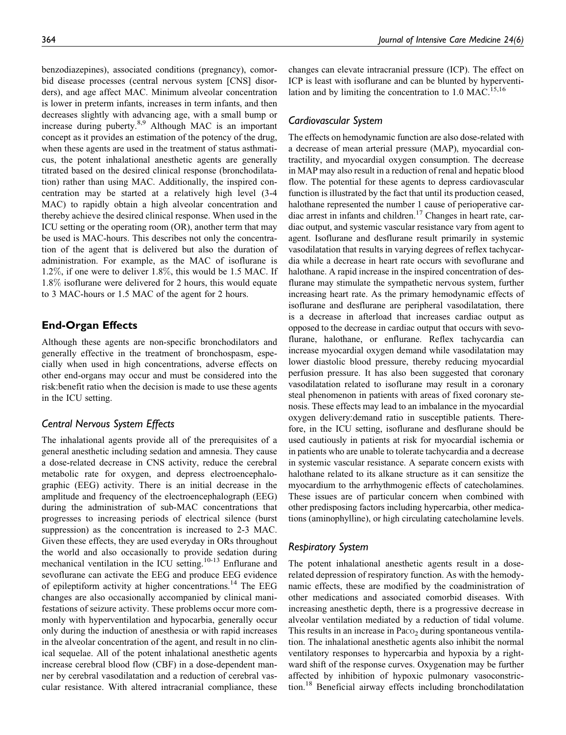benzodiazepines), associated conditions (pregnancy), comorbid disease processes (central nervous system [CNS] disorders), and age affect MAC. Minimum alveolar concentration is lower in preterm infants, increases in term infants, and then decreases slightly with advancing age, with a small bump or increase during puberty.[8,9] Although MAC is an important concept as it provides an estimation of the potency of the drug, when these agents are used in the treatment of status asthmaticus, the potent inhalational anesthetic agents are generally titrated based on the desired clinical response (bronchodilatation) rather than using MAC. Additionally, the inspired concentration may be started at a relatively high level (3-4 MAC) to rapidly obtain a high alveolar concentration and thereby achieve the desired clinical response. When used in the ICU setting or the operating room (OR), another term that may be used is MAC-hours. This describes not only the concentration of the agent that is delivered but also the duration of administration. For example, as the MAC of isoflurane is 1.2%, if one were to deliver 1.8%, this would be 1.5 MAC. If 1.8% isoflurane were delivered for 2 hours, this would equate to 3 MAC-hours or 1.5 MAC of the agent for 2 hours.

## End-Organ Effects

Although these agents are non-specific bronchodilators and generally effective in the treatment of bronchospasm, especially when used in high concentrations, adverse effects on other end-organs may occur and must be considered into the risk:benefit ratio when the decision is made to use these agents in the ICU setting.

### *Central Nervous System Effects*

The inhalational agents provide all of the prerequisites of a general anesthetic including sedation and amnesia. They cause a dose-related decrease in CNS activity, reduce the cerebral metabolic rate for oxygen, and depress electroencephalographic (EEG) activity. There is an initial decrease in the amplitude and frequency of the electroencephalograph (EEG) during the administration of sub-MAC concentrations that progresses to increasing periods of electrical silence (burst suppression) as the concentration is increased to 2-3 MAC. Given these effects, they are used everyday in ORs throughout the world and also occasionally to provide sedation during mechanical ventilation in the ICU setting.[10-13] Enflurane and sevoflurane can activate the EEG and produce EEG evidence of epileptiform activity at higher concentrations.[14] The EEG changes are also occasionally accompanied by clinical manifestations of seizure activity. These problems occur more commonly with hyperventilation and hypocarbia, generally occur only during the induction of anesthesia or with rapid increases in the alveolar concentration of the agent, and result in no clinical sequelae. All of the potent inhalational anesthetic agents increase cerebral blood flow (CBF) in a dose-dependent manner by cerebral vasodilatation and a reduction of cerebral vascular resistance. With altered intracranial compliance, these changes can elevate intracranial pressure (ICP). The effect on ICP is least with isoflurane and can be blunted by hyperventilation and by limiting the concentration to 1.0 MAC.[15,16]

### *Cardiovascular System*

The effects on hemodynamic function are also dose-related with a decrease of mean arterial pressure (MAP), myocardial contractility, and myocardial oxygen consumption. The decrease in MAP may also result in a reduction of renal and hepatic blood flow. The potential for these agents to depress cardiovascular function is illustrated by the fact that until its production ceased, halothane represented the number 1 cause of perioperative cardiac arrest in infants and children.[17] Changes in heart rate, cardiac output, and systemic vascular resistance vary from agent to agent. Isoflurane and desflurane result primarily in systemic vasodilatation that results in varying degrees of reflex tachycardia while a decrease in heart rate occurs with sevoflurane and halothane. A rapid increase in the inspired concentration of desflurane may stimulate the sympathetic nervous system, further increasing heart rate. As the primary hemodynamic effects of isoflurane and desflurane are peripheral vasodilatation, there is a decrease in afterload that increases cardiac output as opposed to the decrease in cardiac output that occurs with sevoflurane, halothane, or enflurane. Reflex tachycardia can increase myocardial oxygen demand while vasodilatation may lower diastolic blood pressure, thereby reducing myocardial perfusion pressure. It has also been suggested that coronary vasodilatation related to isoflurane may result in a coronary steal phenomenon in patients with areas of fixed coronary stenosis. These effects may lead to an imbalance in the myocardial oxygen delivery:demand ratio in susceptible patients. Therefore, in the ICU setting, isoflurane and desflurane should be used cautiously in patients at risk for myocardial ischemia or in patients who are unable to tolerate tachycardia and a decrease in systemic vascular resistance. A separate concern exists with halothane related to its alkane structure as it can sensitize the myocardium to the arrhythmogenic effects of catecholamines. These issues are of particular concern when combined with other predisposing factors including hypercarbia, other medications (aminophylline), or high circulating catecholamine levels.

### *Respiratory System*

The potent inhalational anesthetic agents result in a dose-related depression of respiratory function. As with the hemodynamic effects, these are modified by the coadministration of other medications and associated comorbid diseases. With increasing anesthetic depth, there is a progressive decrease in alveolar ventilation mediated by a reduction of tidal volume. This results in an increase in $Pa_{CO_2}$ during spontaneous ventilation. The inhalational anesthetic agents also inhibit the normal ventilatory responses to hypercarbia and hypoxia by a rightward shift of the response curves. Oxygenation may be further affected by inhibition of hypoxic pulmonary vasoconstriction.[18] Beneficial airway effects including bronchodilatation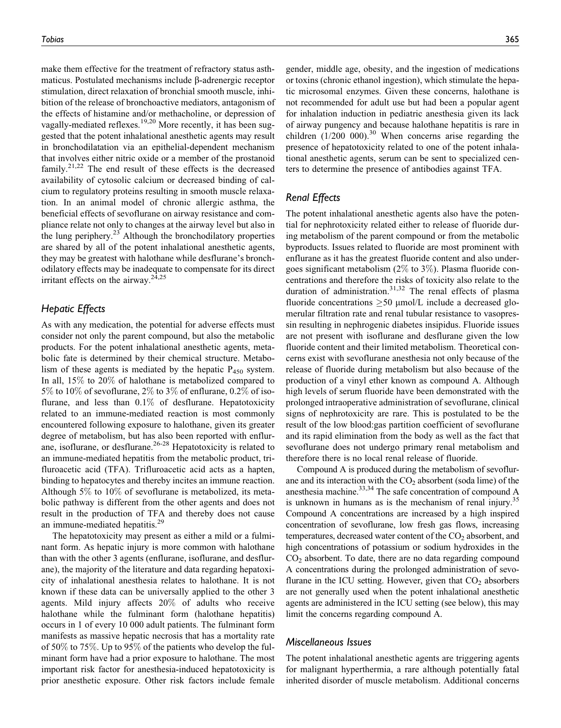make them effective for the treatment of refractory status asthmaticus. Postulated mechanisms include β-adrenergic receptor stimulation, direct relaxation of bronchial smooth muscle, inhibition of the release of bronchoactive mediators, antagonism of the effects of histamine and/or methacholine, or depression of vagally-mediated reflexes.[19,20] More recently, it has been suggested that the potent inhalational anesthetic agents may result in bronchodilatation via an epithelial-dependent mechanism that involves either nitric oxide or a member of the prostanoid family.[21,22] The end result of these effects is the decreased availability of cytosolic calcium or decreased binding of calcium to regulatory proteins resulting in smooth muscle relaxation. In an animal model of chronic allergic asthma, the beneficial effects of sevoflurane on airway resistance and compliance relate not only to changes at the airway level but also in the lung periphery.[23] Although the bronchodilatory properties are shared by all of the potent inhalational anesthetic agents, they may be greatest with halothane while desflurane's bronchodilatory effects may be inadequate to compensate for its direct irritant effects on the airway.[24,25]

## Hepatic Effects

As with any medication, the potential for adverse effects must consider not only the parent compound, but also the metabolic products. For the potent inhalational anesthetic agents, metabolic fate is determined by their chemical structure. Metabolism of these agents is mediated by the hepatic $P_{450}$ system. In all, 15% to 20% of halothane is metabolized compared to 5% to 10% of sevoflurane, 2% to 3% of enflurane, 0.2% of isoflurane, and less than 0.1% of desflurane. Hepatotoxicity related to an immune-mediated reaction is most commonly encountered following exposure to halothane, given its greater degree of metabolism, but has also been reported with enflurane, isoflurane, or desflurane.[26-28] Hepatotoxicity is related to an immune-mediated hepatitis from the metabolic product, trifluroacetic acid (TFA). Trifluroacetic acid acts as a hapten, binding to hepatocytes and thereby incites an immune reaction. Although 5% to 10% of sevoflurane is metabolized, its metabolic pathway is different from the other agents and does not result in the production of TFA and thereby does not cause an immune-mediated hepatitis.[29]

The hepatotoxicity may present as either a mild or a fulminant form. As hepatic injury is more common with halothane than with the other 3 agents (enflurane, isoflurane, and desflurane), the majority of the literature and data regarding hepatotoxicity of inhalational anesthesia relates to halothane. It is not known if these data can be universally applied to the other 3 agents. Mild injury affects 20% of adults who receive halothane while the fulminant form (halothane hepatitis) occurs in 1 of every 10 000 adult patients. The fulminant form manifests as massive hepatic necrosis that has a mortality rate of 50% to 75%. Up to 95% of the patients who develop the fulminant form have had a prior exposure to halothane. The most important risk factor for anesthesia-induced hepatotoxicity is prior anesthetic exposure. Other risk factors include female gender, middle age, obesity, and the ingestion of medications or toxins (chronic ethanol ingestion), which stimulate the hepatic microsomal enzymes. Given these concerns, halothane is not recommended for adult use but had been a popular agent for inhalation induction in pediatric anesthesia given its lack of airway pungency and because halothane hepatitis is rare in children (1/200 000).[30] When concerns arise regarding the presence of hepatotoxicity related to one of the potent inhalational anesthetic agents, serum can be sent to specialized centers to determine the presence of antibodies against TFA.

## Renal Effects

The potent inhalational anesthetic agents also have the potential for nephrotoxicity related either to release of fluoride during metabolism of the parent compound or from the metabolic byproducts. Issues related to fluoride are most prominent with enflurane as it has the greatest fluoride content and also undergoes significant metabolism (2% to 3%). Plasma fluoride concentrations and therefore the risks of toxicity also relate to the duration of administration.[31,32] The renal effects of plasma fluoride concentrations ≥50 μmol/L include a decreased glomerular filtration rate and renal tubular resistance to vasopressin resulting in nephrogenic diabetes insipidus. Fluoride issues are not present with isoflurane and desflurane given the low fluoride content and their limited metabolism. Theoretical concerns exist with sevoflurane anesthesia not only because of the release of fluoride during metabolism but also because of the production of a vinyl ether known as compound A. Although high levels of serum fluoride have been demonstrated with the prolonged intraoperative administration of sevoflurane, clinical signs of nephrotoxicity are rare. This is postulated to be the result of the low blood:gas partition coefficient of sevoflurane and its rapid elimination from the body as well as the fact that sevoflurane does not undergo primary renal metabolism and therefore there is no local renal release of fluoride.

Compound A is produced during the metabolism of sevoflurane and its interaction with the $CO_2$ absorbent (soda lime) of the anesthesia machine.[33,34] The safe concentration of compound A is unknown in humans as is the mechanism of renal injury.[35] Compound A concentrations are increased by a high inspired concentration of sevoflurane, low fresh gas flows, increasing temperatures, decreased water content of the $CO_2$ absorbent, and high concentrations of potassium or sodium hydroxides in the $CO_2$ absorbent. To date, there are no data regarding compound A concentrations during the prolonged administration of sevoflurane in the ICU setting. However, given that $CO_2$ absorbers are not generally used when the potent inhalational anesthetic agents are administered in the ICU setting (see below), this may limit the concerns regarding compound A.

## Miscellaneous Issues

The potent inhalational anesthetic agents are triggering agents for malignant hyperthermia, a rare although potentially fatal inherited disorder of muscle metabolism. Additional concerns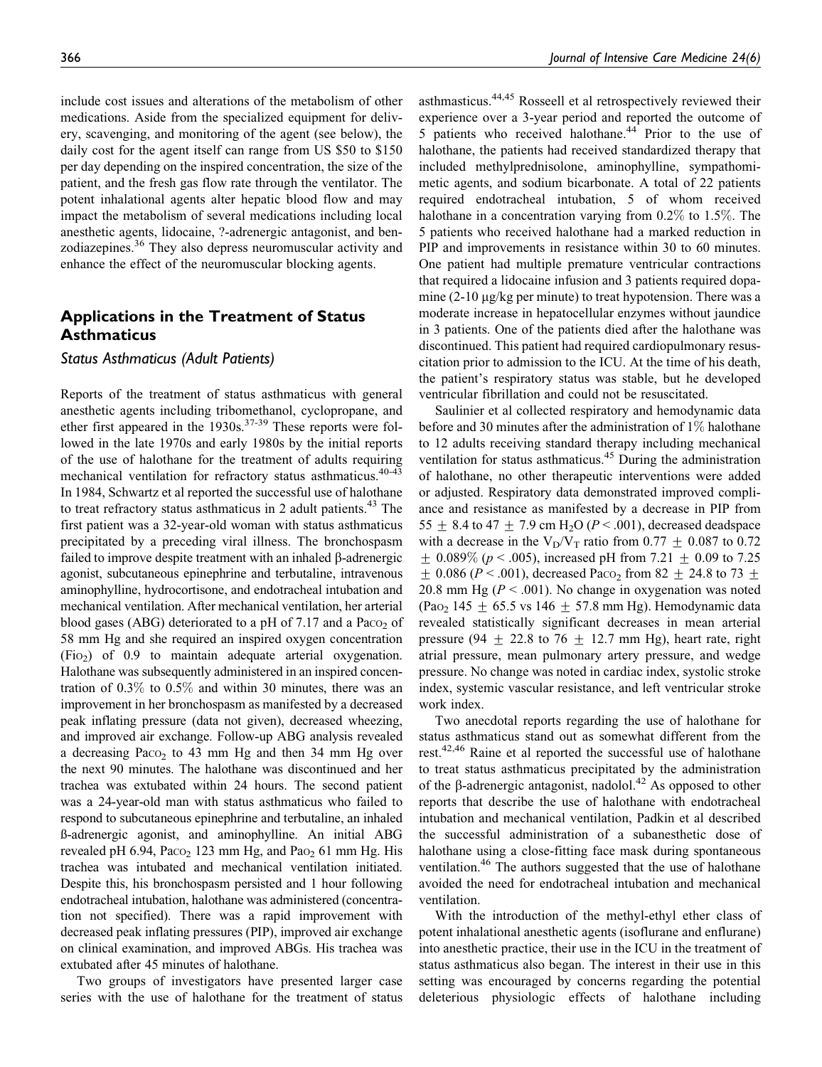include cost issues and alterations of the metabolism of other medications. Aside from the specialized equipment for delivery, scavenging, and monitoring of the agent (see below), the daily cost for the agent itself can range from US $50 to $150 per day depending on the inspired concentration, the size of the patient, and the fresh gas flow rate through the ventilator. The potent inhalational agents alter hepatic blood flow and may impact the metabolism of several medications including local anesthetic agents, lidocaine, ?-adrenergic antagonist, and benzodiazepines.[36] They also depress neuromuscular activity and enhance the effect of the neuromuscular blocking agents.

## Applications in the Treatment of Status Asthmaticus

### *Status Asthmaticus (Adult Patients)*

Reports of the treatment of status asthmaticus with general anesthetic agents including tribomethanol, cyclopropane, and ether first appeared in the 1930s.[37-39] These reports were followed in the late 1970s and early 1980s by the initial reports of the use of halothane for the treatment of adults requiring mechanical ventilation for refractory status asthmaticus.[40-43] In 1984, Schwartz et al reported the successful use of halothane to treat refractory status asthmaticus in 2 adult patients.[43] The first patient was a 32-year-old woman with status asthmaticus precipitated by a preceding viral illness. The bronchospasm failed to improve despite treatment with an inhaled β-adrenergic agonist, subcutaneous epinephrine and terbutaline, intravenous aminophylline, hydrocortisone, and endotracheal intubation and mechanical ventilation. After mechanical ventilation, her arterial blood gases (ABG) deteriorated to a pH of 7.17 and a $Pa_{CO_2}$ of 58 mm Hg and she required an inspired oxygen concentration ($Fi_{O_2}$) of 0.9 to maintain adequate arterial oxygenation. Halothane was subsequently administered in an inspired concentration of 0.3% to 0.5% and within 30 minutes, there was an improvement in her bronchospasm as manifested by a decreased peak inflating pressure (data not given), decreased wheezing, and improved air exchange. Follow-up ABG analysis revealed a decreasing $Pa_{CO_2}$ to 43 mm Hg and then 34 mm Hg over the next 90 minutes. The halothane was discontinued and her trachea was extubated within 24 hours. The second patient was a 24-year-old man with status asthmaticus who failed to respond to subcutaneous epinephrine and terbutaline, an inhaled ß-adrenergic agonist, and aminophylline. An initial ABG revealed pH 6.94, $Pa_{CO_2}$ 123 mm Hg, and $Pa_{O_2}$ 61 mm Hg. His trachea was intubated and mechanical ventilation initiated. Despite this, his bronchospasm persisted and 1 hour following endotracheal intubation, halothane was administered (concentration not specified). There was a rapid improvement with decreased peak inflating pressures (PIP), improved air exchange on clinical examination, and improved ABGs. His trachea was extubated after 45 minutes of halothane.

Two groups of investigators have presented larger case series with the use of halothane for the treatment of status asthmasticus.[44,45] Rosseell et al retrospectively reviewed their experience over a 3-year period and reported the outcome of 5 patients who received halothane.[44] Prior to the use of halothane, the patients had received standardized therapy that included methylprednisolone, aminophylline, sympathomimetic agents, and sodium bicarbonate. A total of 22 patients required endotracheal intubation, 5 of whom received halothane in a concentration varying from 0.2% to 1.5%. The 5 patients who received halothane had a marked reduction in PIP and improvements in resistance within 30 to 60 minutes. One patient had multiple premature ventricular contractions that required a lidocaine infusion and 3 patients required dopamine (2-10 μg/kg per minute) to treat hypotension. There was a moderate increase in hepatocellular enzymes without jaundice in 3 patients. One of the patients died after the halothane was discontinued. This patient had required cardiopulmonary resuscitation prior to admission to the ICU. At the time of his death, the patient's respiratory status was stable, but he developed ventricular fibrillation and could not be resuscitated.

Saulinier et al collected respiratory and hemodynamic data before and 30 minutes after the administration of 1% halothane to 12 adults receiving standard therapy including mechanical ventilation for status asthmaticus.[45] During the administration of halothane, no other therapeutic interventions were added or adjusted. Respiratory data demonstrated improved compliance and resistance as manifested by a decrease in PIP from 55 $\pm$ 8.4 to 47 $\pm$ 7.9 cm $H_2O$ ($P < .001$), decreased deadspace with a decrease in the $V_D/V_T$ ratio from 0.77 $\pm$ 0.087 to 0.72 $\pm$ 0.089% ($p < .005$), increased pH from 7.21 $\pm$ 0.09 to 7.25 $\pm$ 0.086 ($P < .001$), decreased $Pa_{CO_2}$ from 82 $\pm$ 24.8 to 73 $\pm$ 20.8 mm Hg ($P < .001$). No change in oxygenation was noted ($Pa_{O_2}$ 145 $\pm$ 65.5 vs 146 $\pm$ 57.8 mm Hg). Hemodynamic data revealed statistically significant decreases in mean arterial pressure (94 $\pm$ 22.8 to 76 $\pm$ 12.7 mm Hg), heart rate, right atrial pressure, mean pulmonary artery pressure, and wedge pressure. No change was noted in cardiac index, systolic stroke index, systemic vascular resistance, and left ventricular stroke work index.

Two anecdotal reports regarding the use of halothane for status asthmaticus stand out as somewhat different from the rest.[42,46] Raine et al reported the successful use of halothane to treat status asthmaticus precipitated by the administration of the β-adrenergic antagonist, nadolol.[42] As opposed to other reports that describe the use of halothane with endotracheal intubation and mechanical ventilation, Padkin et al described the successful administration of a subanesthetic dose of halothane using a close-fitting face mask during spontaneous ventilation.[46] The authors suggested that the use of halothane avoided the need for endotracheal intubation and mechanical ventilation.

With the introduction of the methyl-ethyl ether class of potent inhalational anesthetic agents (isoflurane and enflurane) into anesthetic practice, their use in the ICU in the treatment of status asthmaticus also began. The interest in their use in this setting was encouraged by concerns regarding the potential deleterious physiologic effects of halothane including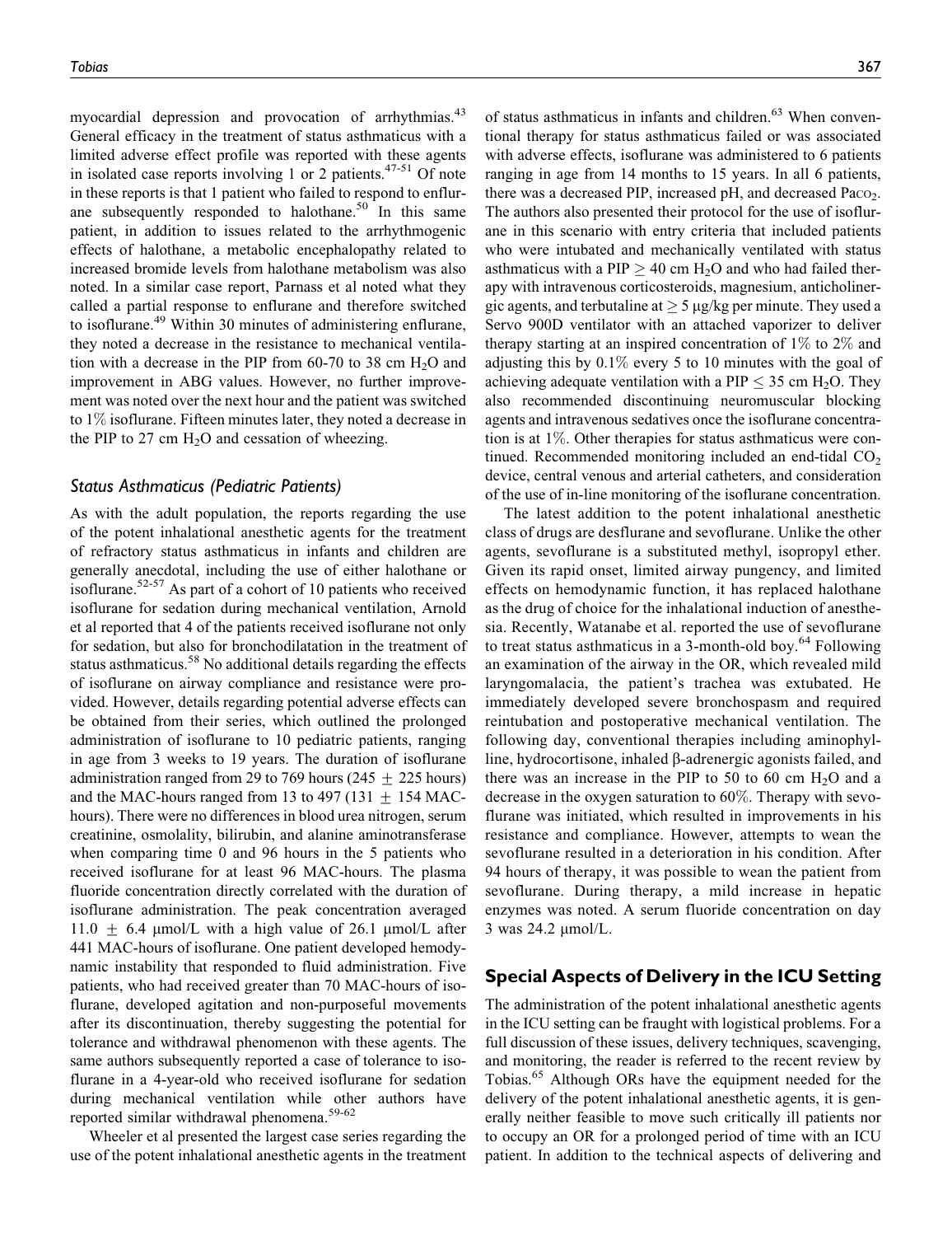myocardial depression and provocation of arrhythmias.[43] General efficacy in the treatment of status asthmaticus with a limited adverse effect profile was reported with these agents in isolated case reports involving 1 or 2 patients.[47-51] Of note in these reports is that 1 patient who failed to respond to enflurane subsequently responded to halothane.[50] In this same patient, in addition to issues related to the arrhythmogenic effects of halothane, a metabolic encephalopathy related to increased bromide levels from halothane metabolism was also noted. In a similar case report, Parnass et al noted what they called a partial response to enflurane and therefore switched to isoflurane.[49] Within 30 minutes of administering enflurane, they noted a decrease in the resistance to mechanical ventilation with a decrease in the PIP from 60-70 to 38 cm $H_2O$ and improvement in ABG values. However, no further improvement was noted over the next hour and the patient was switched to 1% isoflurane. Fifteen minutes later, they noted a decrease in the PIP to 27 cm $H_2O$ and cessation of wheezing.

### Status Asthmaticus (Pediatric Patients)

As with the adult population, the reports regarding the use of the potent inhalational anesthetic agents for the treatment of refractory status asthmaticus in infants and children are generally anecdotal, including the use of either halothane or isoflurane.[52-57] As part of a cohort of 10 patients who received isoflurane for sedation during mechanical ventilation, Arnold et al reported that 4 of the patients received isoflurane not only for sedation, but also for bronchodilatation in the treatment of status asthmaticus.[58] No additional details regarding the effects of isoflurane on airway compliance and resistance were provided. However, details regarding potential adverse effects can be obtained from their series, which outlined the prolonged administration of isoflurane to 10 pediatric patients, ranging in age from 3 weeks to 19 years. The duration of isoflurane administration ranged from 29 to 769 hours (245 $\pm$ 225 hours) and the MAC-hours ranged from 13 to 497 (131 $\pm$ 154 MAC-hours). There were no differences in blood urea nitrogen, serum creatinine, osmolality, bilirubin, and alanine aminotransferase when comparing time 0 and 96 hours in the 5 patients who received isoflurane for at least 96 MAC-hours. The plasma fluoride concentration directly correlated with the duration of isoflurane administration. The peak concentration averaged 11.0 $\pm$ 6.4 μmol/L with a high value of 26.1 μmol/L after 441 MAC-hours of isoflurane. One patient developed hemodynamic instability that responded to fluid administration. Five patients, who had received greater than 70 MAC-hours of isoflurane, developed agitation and non-purposeful movements after its discontinuation, thereby suggesting the potential for tolerance and withdrawal phenomenon with these agents. The same authors subsequently reported a case of tolerance to isoflurane in a 4-year-old who received isoflurane for sedation during mechanical ventilation while other authors have reported similar withdrawal phenomena.[59-62]

Wheeler et al presented the largest case series regarding the use of the potent inhalational anesthetic agents in the treatment of status asthmaticus in infants and children.[63] When conventional therapy for status asthmaticus failed or was associated with adverse effects, isoflurane was administered to 6 patients ranging in age from 14 months to 15 years. In all 6 patients, there was a decreased PIP, increased pH, and decreased $Pa_{CO_2}$. The authors also presented their protocol for the use of isoflurane in this scenario with entry criteria that included patients who were intubated and mechanically ventilated with status asthmaticus with a PIP $\geq$ 40 cm $H_2O$ and who had failed therapy with intravenous corticosteroids, magnesium, anticholinergic agents, and terbutaline at $\geq$ 5 μg/kg per minute. They used a Servo 900D ventilator with an attached vaporizer to deliver therapy starting at an inspired concentration of 1% to 2% and adjusting this by 0.1% every 5 to 10 minutes with the goal of achieving adequate ventilation with a PIP $\leq$ 35 cm $H_2O$. They also recommended discontinuing neuromuscular blocking agents and intravenous sedatives once the isoflurane concentration is at 1%. Other therapies for status asthmaticus were continued. Recommended monitoring included an end-tidal $CO_2$ device, central venous and arterial catheters, and consideration of the use of in-line monitoring of the isoflurane concentration.

The latest addition to the potent inhalational anesthetic class of drugs are desflurane and sevoflurane. Unlike the other agents, sevoflurane is a substituted methyl, isopropyl ether. Given its rapid onset, limited airway pungency, and limited effects on hemodynamic function, it has replaced halothane as the drug of choice for the inhalational induction of anesthesia. Recently, Watanabe et al. reported the use of sevoflurane to treat status asthmaticus in a 3-month-old boy.[64] Following an examination of the airway in the OR, which revealed mild laryngomalacia, the patient's trachea was extubated. He immediately developed severe bronchospasm and required reintubation and postoperative mechanical ventilation. The following day, conventional therapies including aminophylline, hydrocortisone, inhaled β-adrenergic agonists failed, and there was an increase in the PIP to 50 to 60 cm $H_2O$ and a decrease in the oxygen saturation to 60%. Therapy with sevoflurane was initiated, which resulted in improvements in his resistance and compliance. However, attempts to wean the sevoflurane resulted in a deterioration in his condition. After 94 hours of therapy, it was possible to wean the patient from sevoflurane. During therapy, a mild increase in hepatic enzymes was noted. A serum fluoride concentration on day 3 was 24.2 μmol/L.

## Special Aspects of Delivery in the ICU Setting

The administration of the potent inhalational anesthetic agents in the ICU setting can be fraught with logistical problems. For a full discussion of these issues, delivery techniques, scavenging, and monitoring, the reader is referred to the recent review by Tobias.[65] Although ORs have the equipment needed for the delivery of the potent inhalational anesthetic agents, it is generally neither feasible to move such critically ill patients nor to occupy an OR for a prolonged period of time with an ICU patient. In addition to the technical aspects of delivering and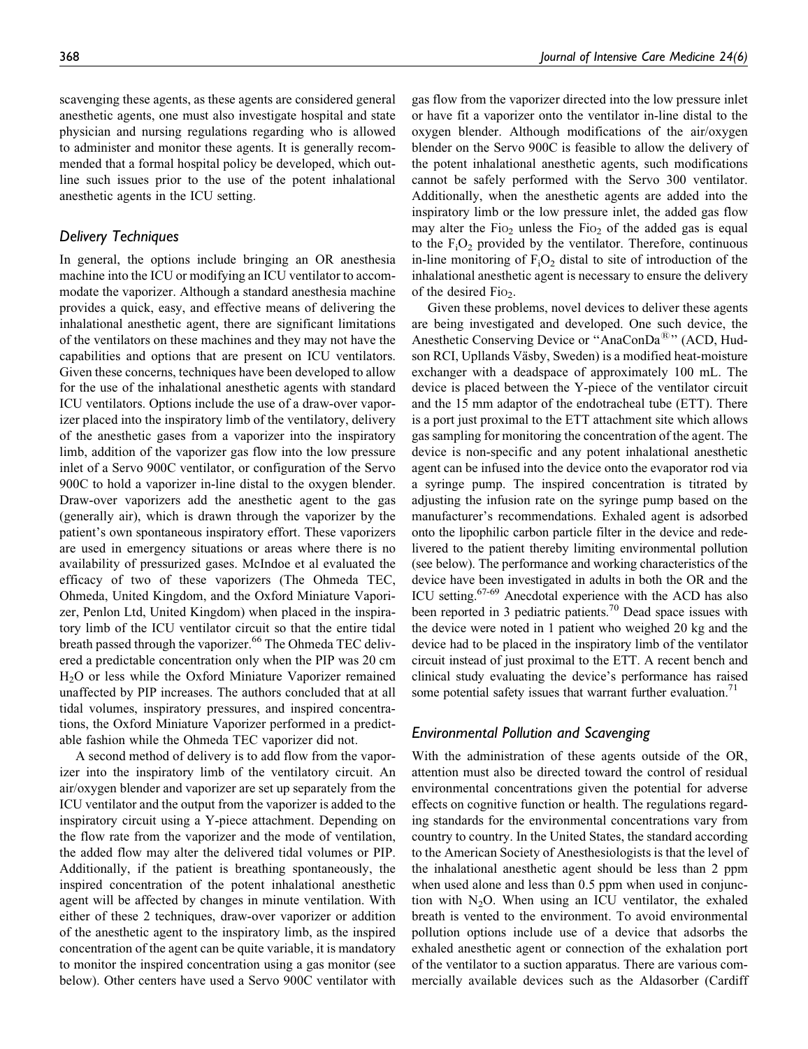scavenging these agents, as these agents are considered general anesthetic agents, one must also investigate hospital and state physician and nursing regulations regarding who is allowed to administer and monitor these agents. It is generally recommended that a formal hospital policy be developed, which outline such issues prior to the use of the potent inhalational anesthetic agents in the ICU setting.

### Delivery Techniques

In general, the options include bringing an OR anesthesia machine into the ICU or modifying an ICU ventilator to accommodate the vaporizer. Although a standard anesthesia machine provides a quick, easy, and effective means of delivering the inhalational anesthetic agent, there are significant limitations of the ventilators on these machines and they may not have the capabilities and options that are present on ICU ventilators. Given these concerns, techniques have been developed to allow for the use of the inhalational anesthetic agents with standard ICU ventilators. Options include the use of a draw-over vaporizer placed into the inspiratory limb of the ventilatory, delivery of the anesthetic gases from a vaporizer into the inspiratory limb, addition of the vaporizer gas flow into the low pressure inlet of a Servo 900C ventilator, or configuration of the Servo 900C to hold a vaporizer in-line distal to the oxygen blender. Draw-over vaporizers add the anesthetic agent to the gas (generally air), which is drawn through the vaporizer by the patient's own spontaneous inspiratory effort. These vaporizers are used in emergency situations or areas where there is no availability of pressurized gases. McIndoe et al evaluated the efficacy of two of these vaporizers (The Ohmeda TEC, Ohmeda, United Kingdom, and the Oxford Miniature Vaporizer, Penlon Ltd, United Kingdom) when placed in the inspiratory limb of the ICU ventilator circuit so that the entire tidal breath passed through the vaporizer.[66] The Ohmeda TEC delivered a predictable concentration only when the PIP was 20 cm $H_2O$ or less while the Oxford Miniature Vaporizer remained unaffected by PIP increases. The authors concluded that at all tidal volumes, inspiratory pressures, and inspired concentrations, the Oxford Miniature Vaporizer performed in a predictable fashion while the Ohmeda TEC vaporizer did not.

A second method of delivery is to add flow from the vaporizer into the inspiratory limb of the ventilatory circuit. An air/oxygen blender and vaporizer are set up separately from the ICU ventilator and the output from the vaporizer is added to the inspiratory circuit using a Y-piece attachment. Depending on the flow rate from the vaporizer and the mode of ventilation, the added flow may alter the delivered tidal volumes or PIP. Additionally, if the patient is breathing spontaneously, the inspired concentration of the potent inhalational anesthetic agent will be affected by changes in minute ventilation. With either of these 2 techniques, draw-over vaporizer or addition of the anesthetic agent to the inspiratory limb, as the inspired concentration of the agent can be quite variable, it is mandatory to monitor the inspired concentration using a gas monitor (see below). Other centers have used a Servo 900C ventilator with gas flow from the vaporizer directed into the low pressure inlet or have fit a vaporizer onto the ventilator in-line distal to the oxygen blender. Although modifications of the air/oxygen blender on the Servo 900C is feasible to allow the delivery of the potent inhalational anesthetic agents, such modifications cannot be safely performed with the Servo 300 ventilator. Additionally, when the anesthetic agents are added into the inspiratory limb or the low pressure inlet, the added gas flow may alter the $FiO_2$ unless the $FiO_2$ of the added gas is equal to the $F_iO_2$ provided by the ventilator. Therefore, continuous in-line monitoring of $F_iO_2$ distal to site of introduction of the inhalational anesthetic agent is necessary to ensure the delivery of the desired $FiO_2$.

Given these problems, novel devices to deliver these agents are being investigated and developed. One such device, the Anesthetic Conserving Device or "AnaConDa®" (ACD, Hudson RCI, Upllands Väsby, Sweden) is a modified heat-moisture exchanger with a deadspace of approximately 100 mL. The device is placed between the Y-piece of the ventilator circuit and the 15 mm adaptor of the endotracheal tube (ETT). There is a port just proximal to the ETT attachment site which allows gas sampling for monitoring the concentration of the agent. The device is non-specific and any potent inhalational anesthetic agent can be infused into the device onto the evaporator rod via a syringe pump. The inspired concentration is titrated by adjusting the infusion rate on the syringe pump based on the manufacturer's recommendations. Exhaled agent is adsorbed onto the lipophilic carbon particle filter in the device and redelivered to the patient thereby limiting environmental pollution (see below). The performance and working characteristics of the device have been investigated in adults in both the OR and the ICU setting.[67-69] Anecdotal experience with the ACD has also been reported in 3 pediatric patients.[70] Dead space issues with the device were noted in 1 patient who weighed 20 kg and the device had to be placed in the inspiratory limb of the ventilator circuit instead of just proximal to the ETT. A recent bench and clinical study evaluating the device's performance has raised some potential safety issues that warrant further evaluation.[71]

### Environmental Pollution and Scavenging

With the administration of these agents outside of the OR, attention must also be directed toward the control of residual environmental concentrations given the potential for adverse effects on cognitive function or health. The regulations regarding standards for the environmental concentrations vary from country to country. In the United States, the standard according to the American Society of Anesthesiologists is that the level of the inhalational anesthetic agent should be less than 2 ppm when used alone and less than 0.5 ppm when used in conjunction with $N_2O$. When using an ICU ventilator, the exhaled breath is vented to the environment. To avoid environmental pollution options include use of a device that adsorbs the exhaled anesthetic agent or connection of the exhalation port of the ventilator to a suction apparatus. There are various commercially available devices such as the Aldasorber (Cardiff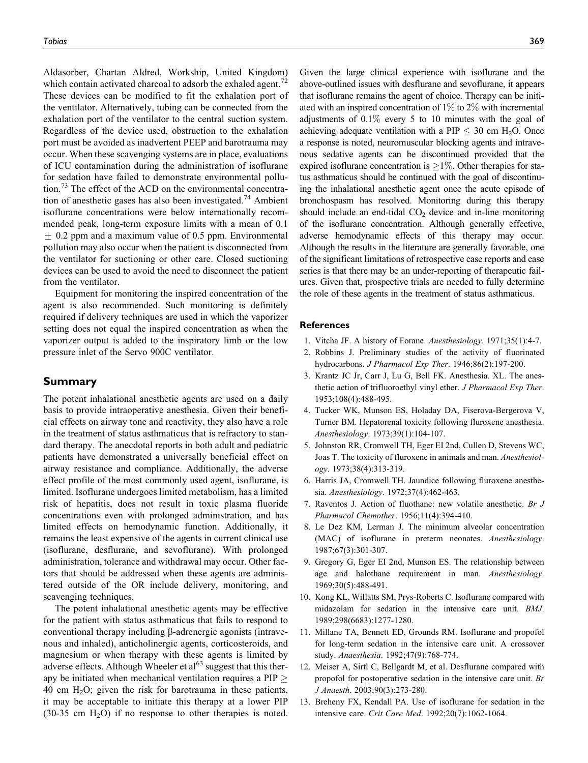Aldasorber, Chartan Aldred, Workship, United Kingdom) which contain activated charcoal to adsorb the exhaled agent.[72] These devices can be modified to fit the exhalation port of the ventilator. Alternatively, tubing can be connected from the exhalation port of the ventilator to the central suction system. Regardless of the device used, obstruction to the exhalation port must be avoided as inadvertent PEEP and barotrauma may occur. When these scavenging systems are in place, evaluations of ICU contamination during the administration of isoflurane for sedation have failed to demonstrate environmental pollution.[73] The effect of the ACD on the environmental concentration of anesthetic gases has also been investigated.[74] Ambient isoflurane concentrations were below internationally recommended peak, long-term exposure limits with a mean of 0.1 $\pm$ 0.2 ppm and a maximum value of 0.5 ppm. Environmental pollution may also occur when the patient is disconnected from the ventilator for suctioning or other care. Closed suctioning devices can be used to avoid the need to disconnect the patient from the ventilator.

Equipment for monitoring the inspired concentration of the agent is also recommended. Such monitoring is definitely required if delivery techniques are used in which the vaporizer setting does not equal the inspired concentration as when the vaporizer output is added to the inspiratory limb or the low pressure inlet of the Servo 900C ventilator.

## Summary

The potent inhalational anesthetic agents are used on a daily basis to provide intraoperative anesthesia. Given their beneficial effects on airway tone and reactivity, they also have a role in the treatment of status asthmaticus that is refractory to standard therapy. The anecdotal reports in both adult and pediatric patients have demonstrated a universally beneficial effect on airway resistance and compliance. Additionally, the adverse effect profile of the most commonly used agent, isoflurane, is limited. Isoflurane undergoes limited metabolism, has a limited risk of hepatitis, does not result in toxic plasma fluoride concentrations even with prolonged administration, and has limited effects on hemodynamic function. Additionally, it remains the least expensive of the agents in current clinical use (isoflurane, desflurane, and sevoflurane). With prolonged administration, tolerance and withdrawal may occur. Other factors that should be addressed when these agents are administered outside of the OR include delivery, monitoring, and scavenging techniques.

The potent inhalational anesthetic agents may be effective for the patient with status asthmaticus that fails to respond to conventional therapy including β-adrenergic agonists (intravenous and inhaled), anticholinergic agents, corticosteroids, and magnesium or when therapy with these agents is limited by adverse effects. Although Wheeler et al[63] suggest that this therapy be initiated when mechanical ventilation requires a PIP $\geq$ 40 cm $H_2O$; given the risk for barotrauma in these patients, it may be acceptable to initiate this therapy at a lower PIP (30-35 cm $H_2O$) if no response to other therapies is noted. Given the large clinical experience with isoflurane and the above-outlined issues with desflurane and sevoflurane, it appears that isoflurane remains the agent of choice. Therapy can be initiated with an inspired concentration of 1% to 2% with incremental adjustments of 0.1% every 5 to 10 minutes with the goal of achieving adequate ventilation with a PIP $\leq$ 30 cm $H_2O$. Once a response is noted, neuromuscular blocking agents and intravenous sedative agents can be discontinued provided that the expired isoflurane concentration is $\geq$1%. Other therapies for status asthmaticus should be continued with the goal of discontinuing the inhalational anesthetic agent once the acute episode of bronchospasm has resolved. Monitoring during this therapy should include an end-tidal $CO_2$ device and in-line monitoring of the isoflurane concentration. Although generally effective, adverse hemodynamic effects of this therapy may occur. Although the results in the literature are generally favorable, one of the significant limitations of retrospective case reports and case series is that there may be an under-reporting of therapeutic failures. Given that, prospective trials are needed to fully determine the role of these agents in the treatment of status asthmaticus.

### References

1. Vitcha JF. A history of Forane. *Anesthesiology*. 1971;35(1):4-7.
2. Robbins J. Preliminary studies of the activity of fluorinated hydrocarbons. *J Pharmacol Exp Ther*. 1946;86(2):197-200.
3. Krantz JC Jr, Carr J, Lu G, Bell FK. Anesthesia. XL. The anesthetic action of trifluoroethyl vinyl ether. *J Pharmacol Exp Ther*. 1953;108(4):488-495.
4. Tucker WK, Munson ES, Holaday DA, Fiserova-Bergerova V, Turner BM. Hepatorenal toxicity following fluroxene anesthesia. *Anesthesiology*. 1973;39(1):104-107.
5. Johnston RR, Cromwell TH, Eger EI 2nd, Cullen D, Stevens WC, Joas T. The toxicity of fluroxene in animals and man. *Anesthesiology*. 1973;38(4):313-319.
6. Harris JA, Cromwell TH. Jaundice following fluroxene anesthesia. *Anesthesiology*. 1972;37(4):462-463.
7. Raventos J. Action of fluothane: new volatile anesthetic. *Br J Pharmacol Chemother*. 1956;11(4):394-410.
8. Le Dez KM, Lerman J. The minimum alveolar concentration (MAC) of isoflurane in preterm neonates. *Anesthesiology*. 1987;67(3):301-307.
9. Gregory G, Eger EI 2nd, Munson ES. The relationship between age and halothane requirement in man. *Anesthesiology*. 1969;30(5):488-491.
10. Kong KL, Willatts SM, Prys-Roberts C. Isoflurane compared with midazolam for sedation in the intensive care unit. *BMJ*. 1989;298(6683):1277-1280.
11. Millane TA, Bennett ED, Grounds RM. Isoflurane and propofol for long-term sedation in the intensive care unit. A crossover study. *Anaesthesia*. 1992;47(9):768-774.
12. Meiser A, Sirtl C, Bellgardt M, et al. Desflurane compared with propofol for postoperative sedation in the intensive care unit. *Br J Anaesth*. 2003;90(3):273-280.
13. Breheny FX, Kendall PA. Use of isoflurane for sedation in the intensive care. *Crit Care Med*. 1992;20(7):1062-1064.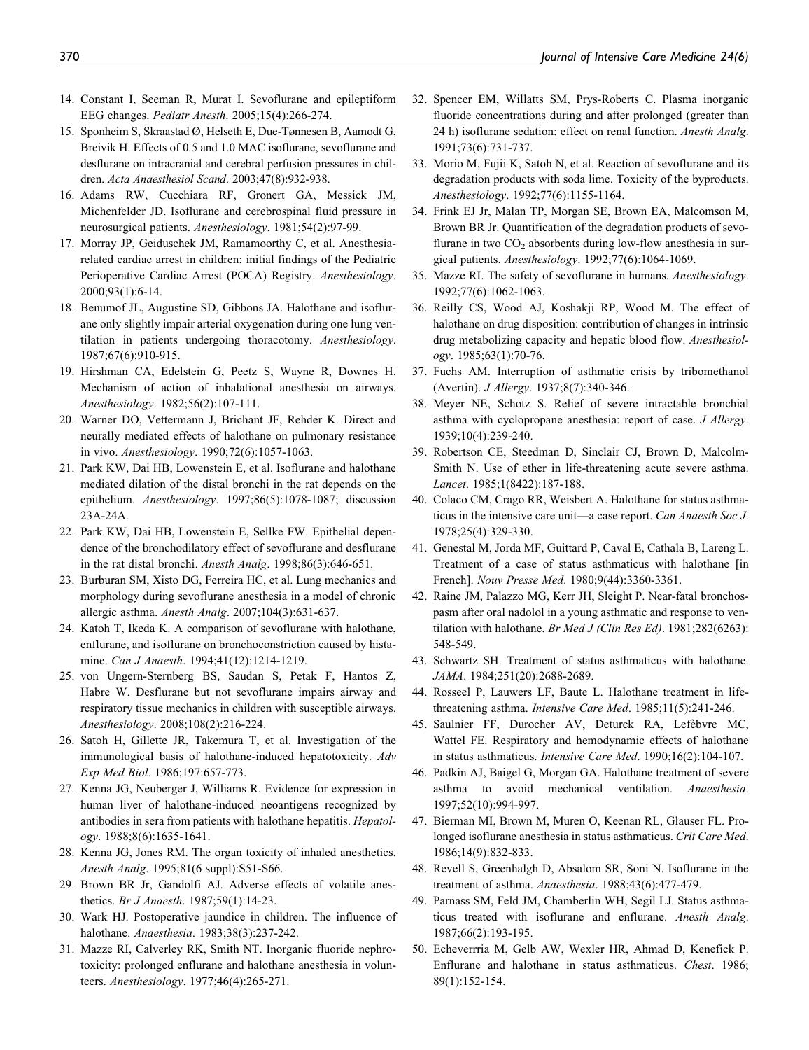14. Constant I, Seeman R, Murat I. Sevoflurane and epileptiform EEG changes. *Pediatr Anesth*. 2005;15(4):266-274.
15. Sponheim S, Skraastad Ø, Helseth E, Due-Tønnesen B, Aamodt G, Breivik H. Effects of 0.5 and 1.0 MAC isoflurane, sevoflurane and desflurane on intracranial and cerebral perfusion pressures in children. *Acta Anaesthesiol Scand*. 2003;47(8):932-938.
16. Adams RW, Cucchiara RF, Gronert GA, Messick JM, Michenfelder JD. Isoflurane and cerebrospinal fluid pressure in neurosurgical patients. *Anesthesiology*. 1981;54(2):97-99.
17. Morray JP, Geiduschek JM, Ramamoorthy C, et al. Anesthesia-related cardiac arrest in children: initial findings of the Pediatric Perioperative Cardiac Arrest (POCA) Registry. *Anesthesiology*. 2000;93(1):6-14.
18. Benumof JL, Augustine SD, Gibbons JA. Halothane and isoflurane only slightly impair arterial oxygenation during one lung ventilation in patients undergoing thoracotomy. *Anesthesiology*. 1987;67(6):910-915.
19. Hirshman CA, Edelstein G, Peetz S, Wayne R, Downes H. Mechanism of action of inhalational anesthesia on airways. *Anesthesiology*. 1982;56(2):107-111.
20. Warner DO, Vettermann J, Brichant JF, Rehder K. Direct and neurally mediated effects of halothane on pulmonary resistance in vivo. *Anesthesiology*. 1990;72(6):1057-1063.
21. Park KW, Dai HB, Lowenstein E, et al. Isoflurane and halothane mediated dilation of the distal bronchi in the rat depends on the epithelium. *Anesthesiology*. 1997;86(5):1078-1087; discussion 23A-24A.
22. Park KW, Dai HB, Lowenstein E, Sellke FW. Epithelial dependence of the bronchodilatory effect of sevoflurane and desflurane in the rat distal bronchi. *Anesth Analg*. 1998;86(3):646-651.
23. Burburan SM, Xisto DG, Ferreira HC, et al. Lung mechanics and morphology during sevoflurane anesthesia in a model of chronic allergic asthma. *Anesth Analg*. 2007;104(3):631-637.
24. Katoh T, Ikeda K. A comparison of sevoflurane with halothane, enflurane, and isoflurane on bronchoconstriction caused by histamine. *Can J Anaesth*. 1994;41(12):1214-1219.
25. von Ungern-Sternberg BS, Saudan S, Petak F, Hantos Z, Habre W. Desflurane but not sevoflurane impairs airway and respiratory tissue mechanics in children with susceptible airways. *Anesthesiology*. 2008;108(2):216-224.
26. Satoh H, Gillette JR, Takemura T, et al. Investigation of the immunological basis of halothane-induced hepatotoxicity. *Adv Exp Med Biol*. 1986;197:657-773.
27. Kenna JG, Neuberger J, Williams R. Evidence for expression in human liver of halothane-induced neoantigens recognized by antibodies in sera from patients with halothane hepatitis. *Hepatology*. 1988;8(6):1635-1641.
28. Kenna JG, Jones RM. The organ toxicity of inhaled anesthetics. *Anesth Analg*. 1995;81(6 suppl):S51-S66.
29. Brown BR Jr, Gandolfi AJ. Adverse effects of volatile anesthetics. *Br J Anaesth*. 1987;59(1):14-23.
30. Wark HJ. Postoperative jaundice in children. The influence of halothane. *Anaesthesia*. 1983;38(3):237-242.
31. Mazze RI, Calverley RK, Smith NT. Inorganic fluoride nephrotoxicity: prolonged enflurane and halothane anesthesia in volunteers. *Anesthesiology*. 1977;46(4):265-271.
32. Spencer EM, Willatts SM, Prys-Roberts C. Plasma inorganic fluoride concentrations during and after prolonged (greater than 24 h) isoflurane sedation: effect on renal function. *Anesth Analg*. 1991;73(6):731-737.
33. Morio M, Fujii K, Satoh N, et al. Reaction of sevoflurane and its degradation products with soda lime. Toxicity of the byproducts. *Anesthesiology*. 1992;77(6):1155-1164.
34. Frink EJ Jr, Malan TP, Morgan SE, Brown EA, Malcomson M, Brown BR Jr. Quantification of the degradation products of sevoflurane in two $CO_2$ absorbents during low-flow anesthesia in surgical patients. *Anesthesiology*. 1992;77(6):1064-1069.
35. Mazze RI. The safety of sevoflurane in humans. *Anesthesiology*. 1992;77(6):1062-1063.
36. Reilly CS, Wood AJ, Koshakji RP, Wood M. The effect of halothane on drug disposition: contribution of changes in intrinsic drug metabolizing capacity and hepatic blood flow. *Anesthesiology*. 1985;63(1):70-76.
37. Fuchs AM. Interruption of asthmatic crisis by tribomethanol (Avertin). *J Allergy*. 1937;8(7):340-346.
38. Meyer NE, Schotz S. Relief of severe intractable bronchial asthma with cyclopropane anesthesia: report of case. *J Allergy*. 1939;10(4):239-240.
39. Robertson CE, Steedman D, Sinclair CJ, Brown D, Malcolm-Smith N. Use of ether in life-threatening acute severe asthma. *Lancet*. 1985;1(8422):187-188.
40. Colaco CM, Crago RR, Weisbert A. Halothane for status asthmaticus in the intensive care unit—a case report. *Can Anaesth Soc J*. 1978;25(4):329-330.
41. Genestal M, Jorda MF, Guittard P, Caval E, Cathala B, Lareng L. Treatment of a case of status asthmaticus with halothane [in French]. *Nouv Presse Med*. 1980;9(44):3360-3361.
42. Raine JM, Palazzo MG, Kerr JH, Sleight P. Near-fatal bronchospasm after oral nadolol in a young asthmatic and response to ventilation with halothane. *Br Med J (Clin Res Ed)*. 1981;282(6263):548-549.
43. Schwartz SH. Treatment of status asthmaticus with halothane. *JAMA*. 1984;251(20):2688-2689.
44. Rosseel P, Lauwers LF, Baute L. Halothane treatment in life-threatening asthma. *Intensive Care Med*. 1985;11(5):241-246.
45. Saulnier FF, Durocher AV, Deturck RA, Lefèbvre MC, Wattel FE. Respiratory and hemodynamic effects of halothane in status asthmaticus. *Intensive Care Med*. 1990;16(2):104-107.
46. Padkin AJ, Baigel G, Morgan GA. Halothane treatment of severe asthma to avoid mechanical ventilation. *Anaesthesia*. 1997;52(10):994-997.
47. Bierman MI, Brown M, Muren O, Keenan RL, Glauser FL. Prolonged isoflurane anesthesia in status asthmaticus. *Crit Care Med*. 1986;14(9):832-833.
48. Revell S, Greenhalgh D, Absalom SR, Soni N. Isoflurane in the treatment of asthma. *Anaesthesia*. 1988;43(6):477-479.
49. Parnass SM, Feld JM, Chamberlin WH, Segil LJ. Status asthmaticus treated with isoflurane and enflurane. *Anesth Analg*. 1987;66(2):193-195.
50. Echeverrria M, Gelb AW, Wexler HR, Ahmad D, Kenefick P. Enflurane and halothane in status asthmaticus. *Chest*. 1986;89(1):152-154.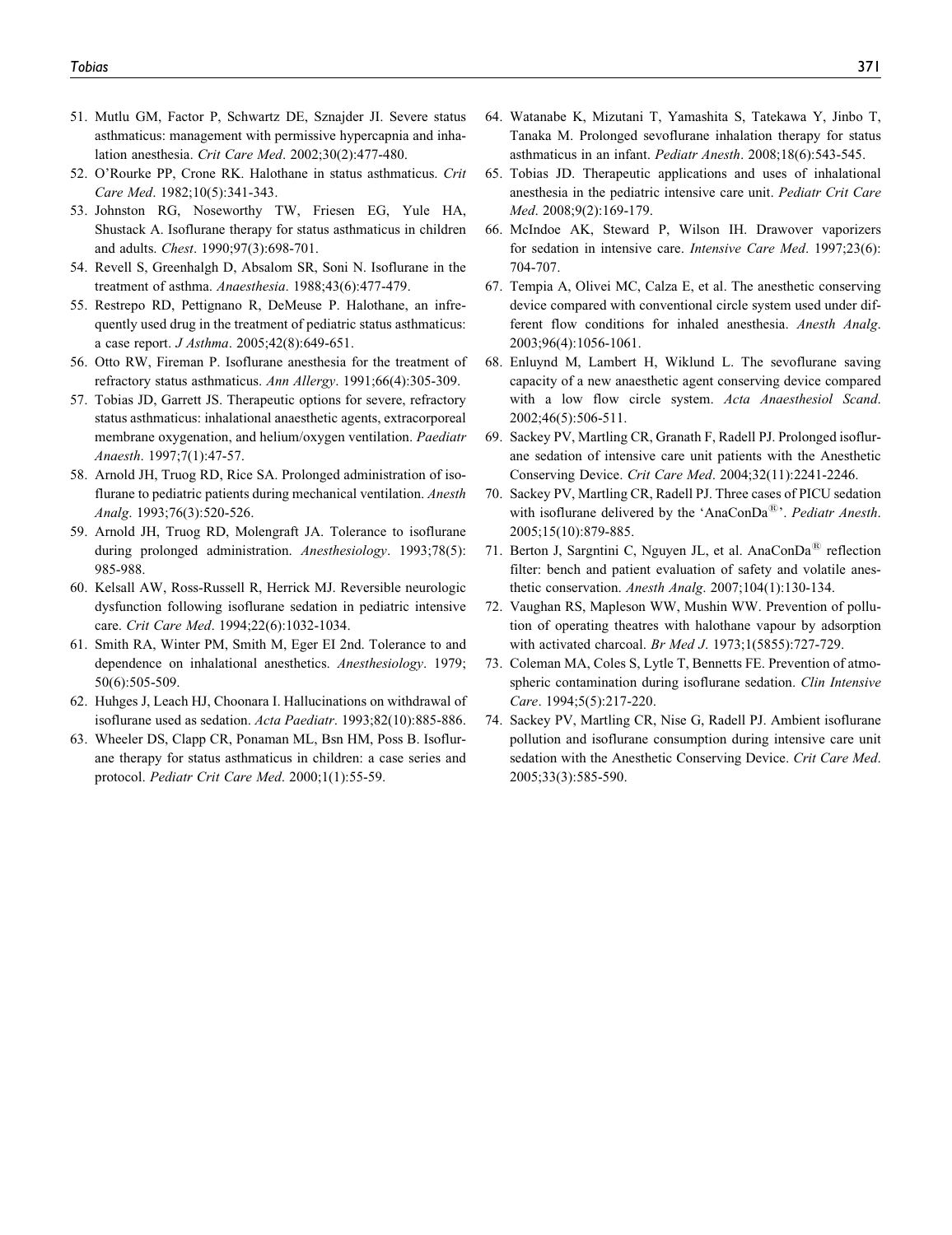51. Mutlu GM, Factor P, Schwartz DE, Sznajder JI. Severe status asthmaticus: management with permissive hypercapnia and inhalation anesthesia. *Crit Care Med*. 2002;30(2):477-480.
52. O'Rourke PP, Crone RK. Halothane in status asthmaticus. *Crit Care Med*. 1982;10(5):341-343.
53. Johnston RG, Noseworthy TW, Friesen EG, Yule HA, Shustack A. Isoflurane therapy for status asthmaticus in children and adults. *Chest*. 1990;97(3):698-701.
54. Revell S, Greenhalgh D, Absalom SR, Soni N. Isoflurane in the treatment of asthma. *Anaesthesia*. 1988;43(6):477-479.
55. Restrepo RD, Pettignano R, DeMeuse P. Halothane, an infrequently used drug in the treatment of pediatric status asthmaticus: a case report. *J Asthma*. 2005;42(8):649-651.
56. Otto RW, Fireman P. Isoflurane anesthesia for the treatment of refractory status asthmaticus. *Ann Allergy*. 1991;66(4):305-309.
57. Tobias JD, Garrett JS. Therapeutic options for severe, refractory status asthmaticus: inhalational anaesthetic agents, extracorporeal membrane oxygenation, and helium/oxygen ventilation. *Paediatr Anaesth*. 1997;7(1):47-57.
58. Arnold JH, Truog RD, Rice SA. Prolonged administration of isoflurane to pediatric patients during mechanical ventilation. *Anesth Analg*. 1993;76(3):520-526.
59. Arnold JH, Truog RD, Molengraft JA. Tolerance to isoflurane during prolonged administration. *Anesthesiology*. 1993;78(5):985-988.
60. Kelsall AW, Ross-Russell R, Herrick MJ. Reversible neurologic dysfunction following isoflurane sedation in pediatric intensive care. *Crit Care Med*. 1994;22(6):1032-1034.
61. Smith RA, Winter PM, Smith M, Eger EI 2nd. Tolerance to and dependence on inhalational anesthetics. *Anesthesiology*. 1979;50(6):505-509.
62. Huhges J, Leach HJ, Choonara I. Hallucinations on withdrawal of isoflurane used as sedation. *Acta Paediatr*. 1993;82(10):885-886.
63. Wheeler DS, Clapp CR, Ponaman ML, Bsn HM, Poss B. Isoflurane therapy for status asthmaticus in children: a case series and protocol. *Pediatr Crit Care Med*. 2000;1(1):55-59.
64. Watanabe K, Mizutani T, Yamashita S, Tatekawa Y, Jinbo T, Tanaka M. Prolonged sevoflurane inhalation therapy for status asthmaticus in an infant. *Pediatr Anesth*. 2008;18(6):543-545.
65. Tobias JD. Therapeutic applications and uses of inhalational anesthesia in the pediatric intensive care unit. *Pediatr Crit Care Med*. 2008;9(2):169-179.
66. McIndoe AK, Steward P, Wilson IH. Drawover vaporizers for sedation in intensive care. *Intensive Care Med*. 1997;23(6):704-707.
67. Tempia A, Olivei MC, Calza E, et al. The anesthetic conserving device compared with conventional circle system used under different flow conditions for inhaled anesthesia. *Anesth Analg*. 2003;96(4):1056-1061.
68. Enluynd M, Lambert H, Wiklund L. The sevoflurane saving capacity of a new anaesthetic agent conserving device compared with a low flow circle system. *Acta Anaesthesiol Scand*. 2002;46(5):506-511.
69. Sackey PV, Martling CR, Granath F, Radell PJ. Prolonged isoflurane sedation of intensive care unit patients with the Anesthetic Conserving Device. *Crit Care Med*. 2004;32(11):2241-2246.
70. Sackey PV, Martling CR, Radell PJ. Three cases of PICU sedation with isoflurane delivered by the 'AnaConDa®'. *Pediatr Anesth*. 2005;15(10):879-885.
71. Berton J, Sargntini C, Nguyen JL, et al. AnaConDa® reflection filter: bench and patient evaluation of safety and volatile anesthetic conservation. *Anesth Analg*. 2007;104(1):130-134.
72. Vaughan RS, Mapleson WW, Mushin WW. Prevention of pollution of operating theatres with halothane vapour by adsorption with activated charcoal. *Br Med J*. 1973;1(5855):727-729.
73. Coleman MA, Coles S, Lytle T, Bennetts FE. Prevention of atmospheric contamination during isoflurane sedation. *Clin Intensive Care*. 1994;5(5):217-220.
74. Sackey PV, Martling CR, Nise G, Radell PJ. Ambient isoflurane pollution and isoflurane consumption during intensive care unit sedation with the Anesthetic Conserving Device. *Crit Care Med*. 2005;33(3):585-590.